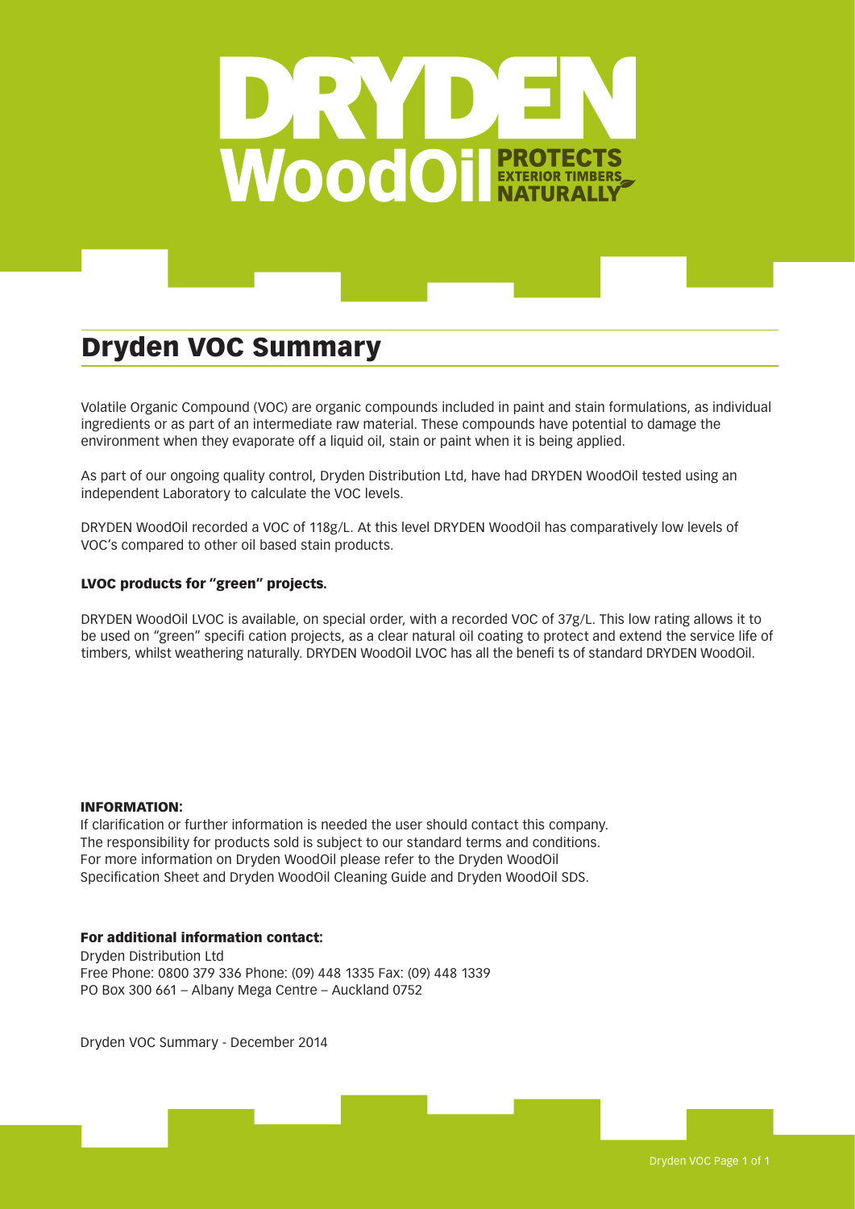# DRYDEN WoodOil PROTECTS EXTERIOR TIMBERS NATURALLY

## Dryden VOC Summary

Volatile Organic Compound (VOC) are organic compounds included in paint and stain formulations, as individual ingredients or as part of an intermediate raw material. These compounds have potential to damage the environment when they evaporate off a liquid oil, stain or paint when it is being applied.

As part of our ongoing quality control, Dryden Distribution Ltd, have had DRYDEN WoodOil tested using an independent Laboratory to calculate the VOC levels.

DRYDEN WoodOil recorded a VOC of 118g/L. At this level DRYDEN WoodOil has comparatively low levels of VOC's compared to other oil based stain products.

### LVOC products for "green" projects.

DRYDEN WoodOil LVOC is available, on special order, with a recorded VOC of 37g/L. This low rating allows it to be used on "green" specifi cation projects, as a clear natural oil coating to protect and extend the service life of timbers, whilst weathering naturally. DRYDEN WoodOil LVOC has all the benefi ts of standard DRYDEN WoodOil.

**INFORMATION:**
If clarification or further information is needed the user should contact this company.
The responsibility for products sold is subject to our standard terms and conditions.
For more information on Dryden WoodOil please refer to the Dryden WoodOil Specification Sheet and Dryden WoodOil Cleaning Guide and Dryden WoodOil SDS.

**For additional information contact:**
Dryden Distribution Ltd
Free Phone: 0800 379 336 Phone: (09) 448 1335 Fax: (09) 448 1339
PO Box 300 661 – Albany Mega Centre – Auckland 0752

Dryden VOC Summary - December 2014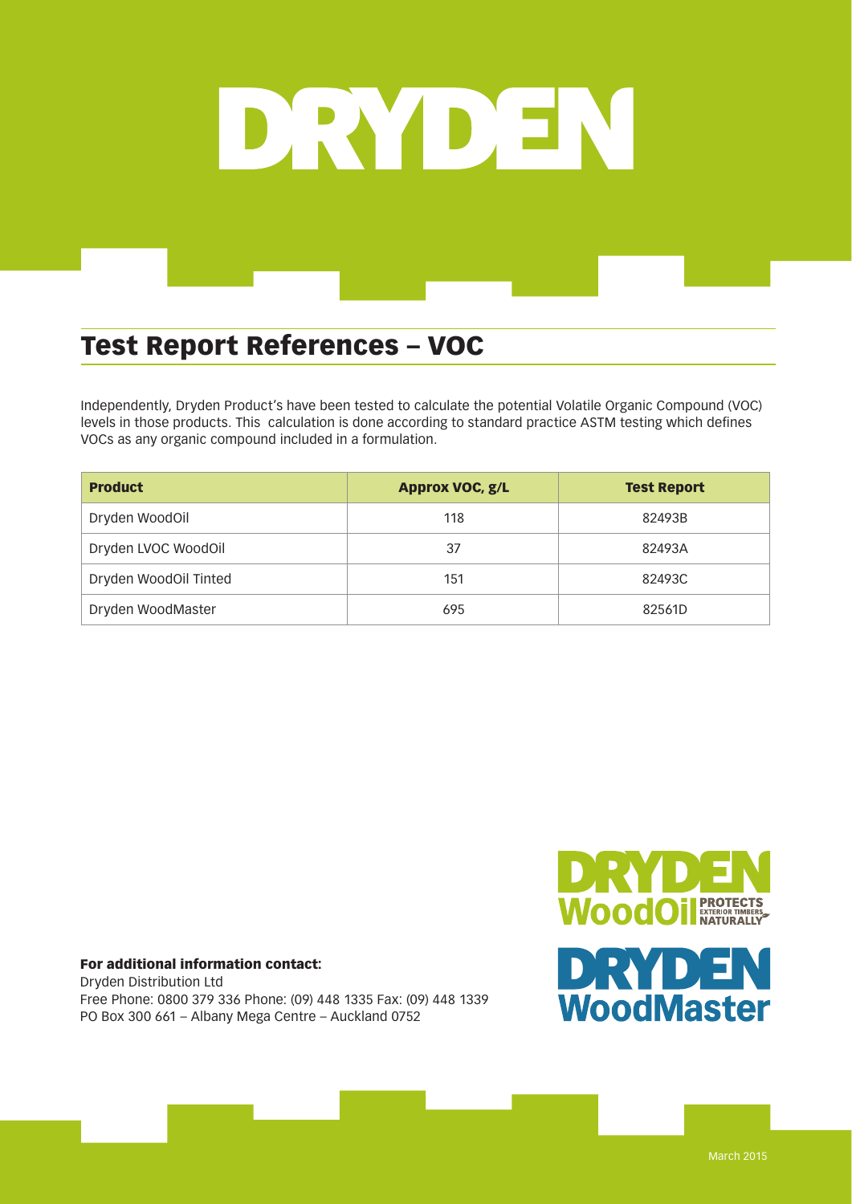# DRYDEN

## Test Report References – VOC

Independently, Dryden Product's have been tested to calculate the potential Volatile Organic Compound (VOC) levels in those products. This calculation is done according to standard practice ASTM testing which defines VOCs as any organic compound included in a formulation.

| Product | Approx VOC, g/L | Test Report |
|---|---|---|
| Dryden WoodOil | 118 | 82493B |
| Dryden LVOC WoodOil | 37 | 82493A |
| Dryden WoodOil Tinted | 151 | 82493C |
| Dryden WoodMaster | 695 | 82561D |

DRYDEN WoodOil PROTECTS EXTERIOR TIMBERS NATURALLY

DRYDEN WoodMaster

**For additional information contact:**
Dryden Distribution Ltd
Free Phone: 0800 379 336 Phone: (09) 448 1335 Fax: (09) 448 1339
PO Box 300 661 – Albany Mega Centre – Auckland 0752

March 2015